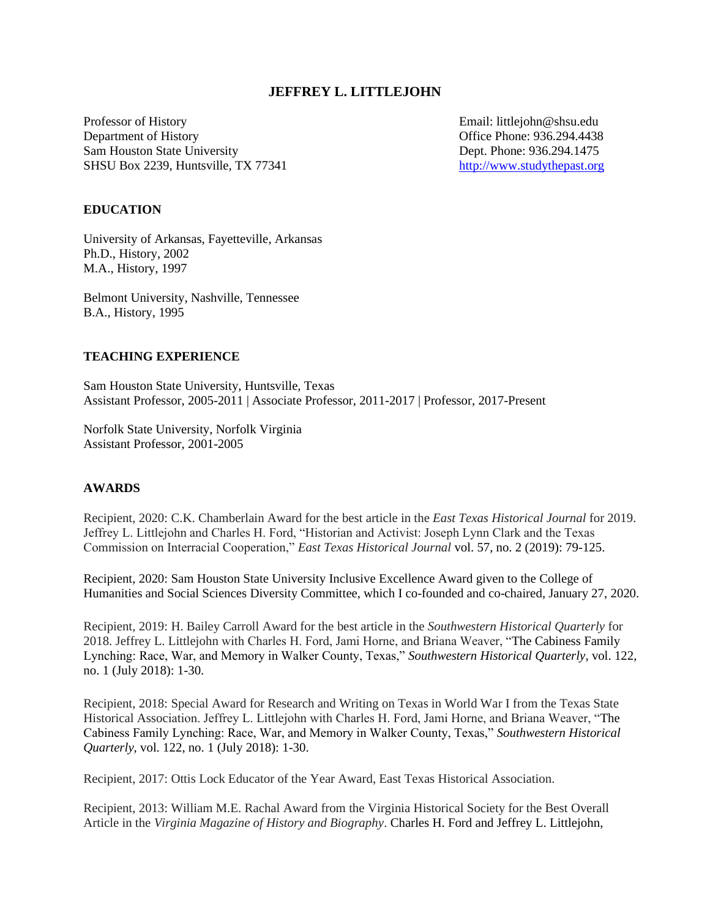# JEFFREY L. LITTLEJOHN

Professor of History
Department of History
Sam Houston State University
SHSU Box 2239, Huntsville, TX 77341

Email: littlejohn@shsu.edu
Office Phone: 936.294.4438
Dept. Phone: 936.294.1475
http://www.studythepast.org

## EDUCATION

University of Arkansas, Fayetteville, Arkansas
Ph.D., History, 2002
M.A., History, 1997

Belmont University, Nashville, Tennessee
B.A., History, 1995

## TEACHING EXPERIENCE

Sam Houston State University, Huntsville, Texas
Assistant Professor, 2005-2011 | Associate Professor, 2011-2017 | Professor, 2017-Present

Norfolk State University, Norfolk Virginia
Assistant Professor, 2001-2005

## AWARDS

Recipient, 2020: C.K. Chamberlain Award for the best article in the *East Texas Historical Journal* for 2019. Jeffrey L. Littlejohn and Charles H. Ford, "Historian and Activist: Joseph Lynn Clark and the Texas Commission on Interracial Cooperation," *East Texas Historical Journal* vol. 57, no. 2 (2019): 79-125.

Recipient, 2020: Sam Houston State University Inclusive Excellence Award given to the College of Humanities and Social Sciences Diversity Committee, which I co-founded and co-chaired, January 27, 2020.

Recipient, 2019: H. Bailey Carroll Award for the best article in the *Southwestern Historical Quarterly* for 2018. Jeffrey L. Littlejohn with Charles H. Ford, Jami Horne, and Briana Weaver, "The Cabiness Family Lynching: Race, War, and Memory in Walker County, Texas," *Southwestern Historical Quarterly*, vol. 122, no. 1 (July 2018): 1-30.

Recipient, 2018: Special Award for Research and Writing on Texas in World War I from the Texas State Historical Association. Jeffrey L. Littlejohn with Charles H. Ford, Jami Horne, and Briana Weaver, "The Cabiness Family Lynching: Race, War, and Memory in Walker County, Texas," *Southwestern Historical Quarterly*, vol. 122, no. 1 (July 2018): 1-30.

Recipient, 2017: Ottis Lock Educator of the Year Award, East Texas Historical Association.

Recipient, 2013: William M.E. Rachal Award from the Virginia Historical Society for the Best Overall Article in the *Virginia Magazine of History and Biography*. Charles H. Ford and Jeffrey L. Littlejohn,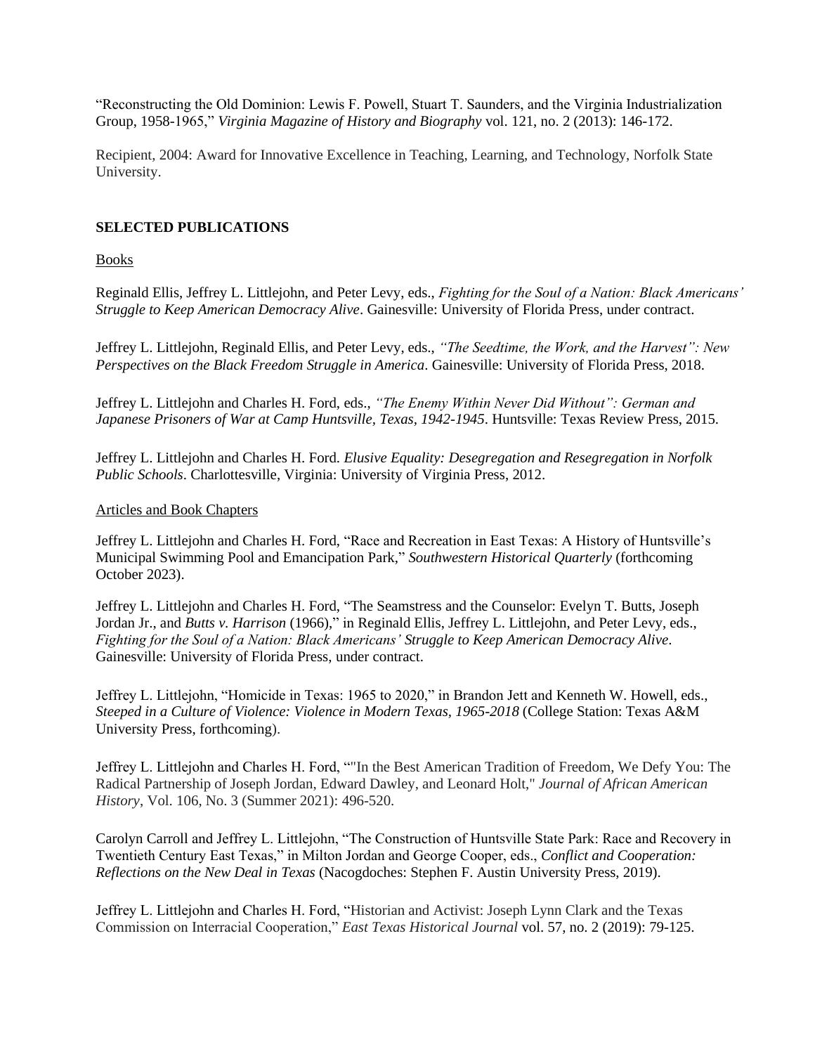"Reconstructing the Old Dominion: Lewis F. Powell, Stuart T. Saunders, and the Virginia Industrialization Group, 1958-1965," *Virginia Magazine of History and Biography* vol. 121, no. 2 (2013): 146-172.

Recipient, 2004: Award for Innovative Excellence in Teaching, Learning, and Technology, Norfolk State University.

**SELECTED PUBLICATIONS**

Books

Reginald Ellis, Jeffrey L. Littlejohn, and Peter Levy, eds., *Fighting for the Soul of a Nation: Black Americans' Struggle to Keep American Democracy Alive*. Gainesville: University of Florida Press, under contract.

Jeffrey L. Littlejohn, Reginald Ellis, and Peter Levy, eds., *"The Seedtime, the Work, and the Harvest": New Perspectives on the Black Freedom Struggle in America*. Gainesville: University of Florida Press, 2018.

Jeffrey L. Littlejohn and Charles H. Ford, eds., *"The Enemy Within Never Did Without": German and Japanese Prisoners of War at Camp Huntsville, Texas, 1942-1945*. Huntsville: Texas Review Press, 2015.

Jeffrey L. Littlejohn and Charles H. Ford. *Elusive Equality: Desegregation and Resegregation in Norfolk Public Schools*. Charlottesville, Virginia: University of Virginia Press, 2012.

Articles and Book Chapters

Jeffrey L. Littlejohn and Charles H. Ford, "Race and Recreation in East Texas: A History of Huntsville's Municipal Swimming Pool and Emancipation Park," *Southwestern Historical Quarterly* (forthcoming October 2023).

Jeffrey L. Littlejohn and Charles H. Ford, "The Seamstress and the Counselor: Evelyn T. Butts, Joseph Jordan Jr., and *Butts v. Harrison* (1966)," in Reginald Ellis, Jeffrey L. Littlejohn, and Peter Levy, eds., *Fighting for the Soul of a Nation: Black Americans' Struggle to Keep American Democracy Alive*. Gainesville: University of Florida Press, under contract.

Jeffrey L. Littlejohn, "Homicide in Texas: 1965 to 2020," in Brandon Jett and Kenneth W. Howell, eds., *Steeped in a Culture of Violence: Violence in Modern Texas, 1965-2018* (College Station: Texas A&M University Press, forthcoming).

Jeffrey L. Littlejohn and Charles H. Ford, ""In the Best American Tradition of Freedom, We Defy You: The Radical Partnership of Joseph Jordan, Edward Dawley, and Leonard Holt," *Journal of African American History*, Vol. 106, No. 3 (Summer 2021): 496-520.

Carolyn Carroll and Jeffrey L. Littlejohn, "The Construction of Huntsville State Park: Race and Recovery in Twentieth Century East Texas," in Milton Jordan and George Cooper, eds., *Conflict and Cooperation: Reflections on the New Deal in Texas* (Nacogdoches: Stephen F. Austin University Press, 2019).

Jeffrey L. Littlejohn and Charles H. Ford, "Historian and Activist: Joseph Lynn Clark and the Texas Commission on Interracial Cooperation," *East Texas Historical Journal* vol. 57, no. 2 (2019): 79-125.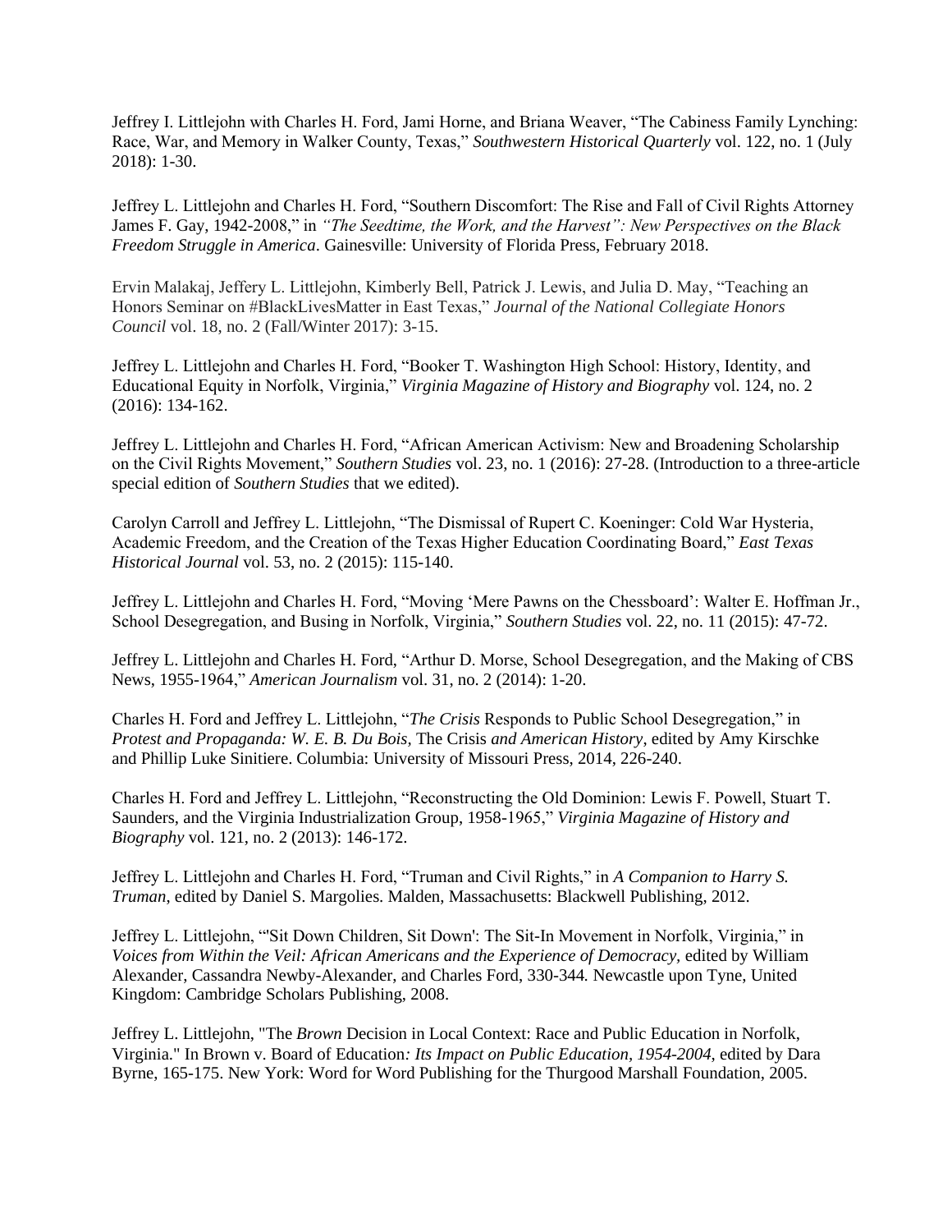Jeffrey I. Littlejohn with Charles H. Ford, Jami Horne, and Briana Weaver, "The Cabiness Family Lynching: Race, War, and Memory in Walker County, Texas," *Southwestern Historical Quarterly* vol. 122, no. 1 (July 2018): 1-30.

Jeffrey L. Littlejohn and Charles H. Ford, "Southern Discomfort: The Rise and Fall of Civil Rights Attorney James F. Gay, 1942-2008," in *"The Seedtime, the Work, and the Harvest": New Perspectives on the Black Freedom Struggle in America*. Gainesville: University of Florida Press, February 2018.

Ervin Malakaj, Jeffery L. Littlejohn, Kimberly Bell, Patrick J. Lewis, and Julia D. May, "Teaching an Honors Seminar on #BlackLivesMatter in East Texas," *Journal of the National Collegiate Honors Council* vol. 18, no. 2 (Fall/Winter 2017): 3-15.

Jeffrey L. Littlejohn and Charles H. Ford, "Booker T. Washington High School: History, Identity, and Educational Equity in Norfolk, Virginia," *Virginia Magazine of History and Biography* vol. 124, no. 2 (2016): 134-162.

Jeffrey L. Littlejohn and Charles H. Ford, "African American Activism: New and Broadening Scholarship on the Civil Rights Movement," *Southern Studies* vol. 23, no. 1 (2016): 27-28. (Introduction to a three-article special edition of *Southern Studies* that we edited).

Carolyn Carroll and Jeffrey L. Littlejohn, "The Dismissal of Rupert C. Koeninger: Cold War Hysteria, Academic Freedom, and the Creation of the Texas Higher Education Coordinating Board," *East Texas Historical Journal* vol. 53, no. 2 (2015): 115-140.

Jeffrey L. Littlejohn and Charles H. Ford, "Moving 'Mere Pawns on the Chessboard': Walter E. Hoffman Jr., School Desegregation, and Busing in Norfolk, Virginia," *Southern Studies* vol. 22, no. 11 (2015): 47-72.

Jeffrey L. Littlejohn and Charles H. Ford, "Arthur D. Morse, School Desegregation, and the Making of CBS News, 1955-1964," *American Journalism* vol. 31, no. 2 (2014): 1-20.

Charles H. Ford and Jeffrey L. Littlejohn, "*The Crisis* Responds to Public School Desegregation," in *Protest and Propaganda: W. E. B. Du Bois,* The Crisis *and American History*, edited by Amy Kirschke and Phillip Luke Sinitiere. Columbia: University of Missouri Press, 2014, 226-240.

Charles H. Ford and Jeffrey L. Littlejohn, "Reconstructing the Old Dominion: Lewis F. Powell, Stuart T. Saunders, and the Virginia Industrialization Group, 1958-1965," *Virginia Magazine of History and Biography* vol. 121, no. 2 (2013): 146-172.

Jeffrey L. Littlejohn and Charles H. Ford, "Truman and Civil Rights," in *A Companion to Harry S. Truman*, edited by Daniel S. Margolies. Malden, Massachusetts: Blackwell Publishing, 2012.

Jeffrey L. Littlejohn, "'Sit Down Children, Sit Down': The Sit-In Movement in Norfolk, Virginia," in *Voices from Within the Veil: African Americans and the Experience of Democracy*, edited by William Alexander, Cassandra Newby-Alexander, and Charles Ford, 330-344*.* Newcastle upon Tyne, United Kingdom: Cambridge Scholars Publishing, 2008.

Jeffrey L. Littlejohn, "The *Brown* Decision in Local Context: Race and Public Education in Norfolk, Virginia." In Brown v. Board of Education*: Its Impact on Public Education, 1954-2004*, edited by Dara Byrne, 165-175. New York: Word for Word Publishing for the Thurgood Marshall Foundation, 2005.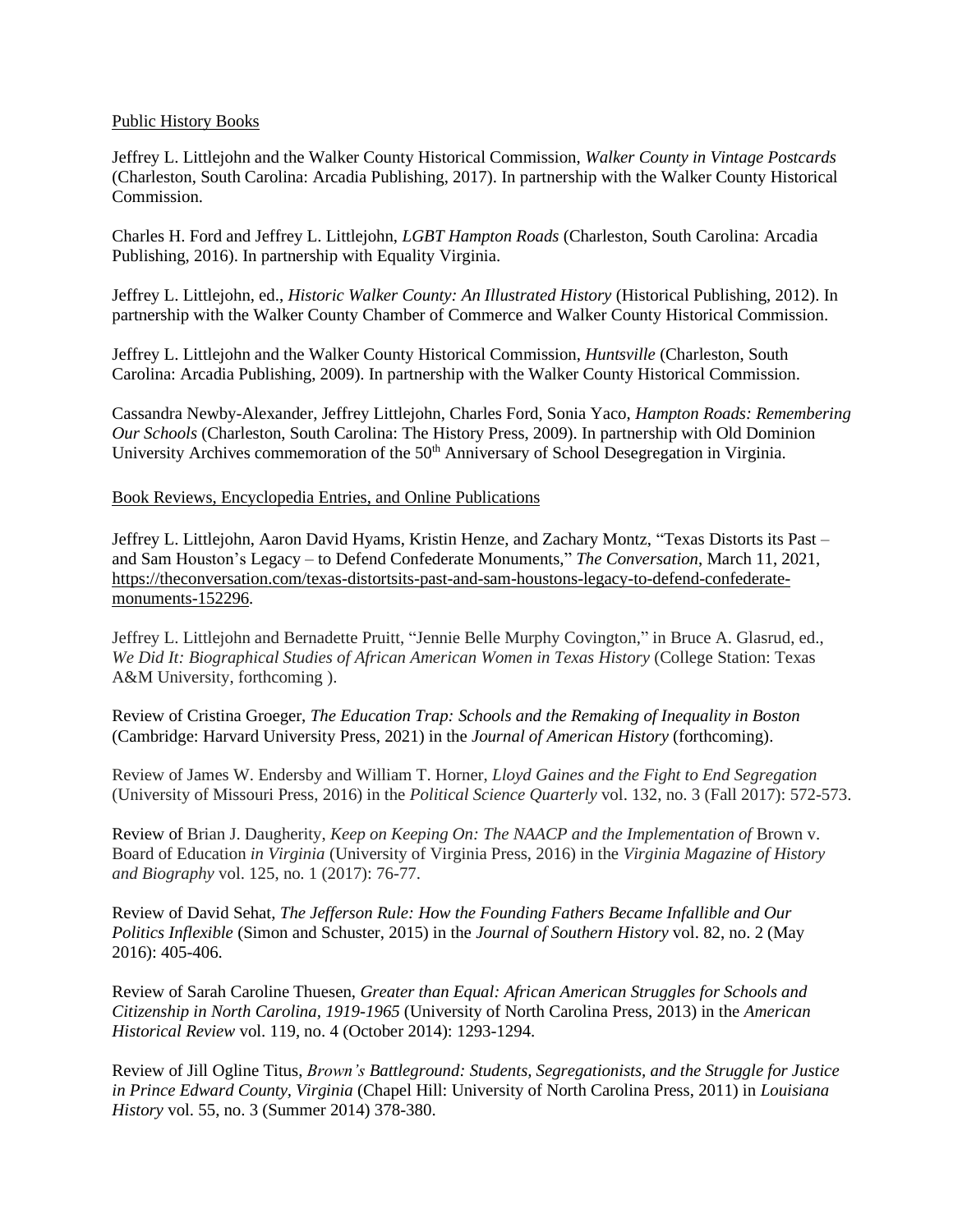Public History Books

Jeffrey L. Littlejohn and the Walker County Historical Commission, *Walker County in Vintage Postcards* (Charleston, South Carolina: Arcadia Publishing, 2017). In partnership with the Walker County Historical Commission.

Charles H. Ford and Jeffrey L. Littlejohn, *LGBT Hampton Roads* (Charleston, South Carolina: Arcadia Publishing, 2016). In partnership with Equality Virginia.

Jeffrey L. Littlejohn, ed., *Historic Walker County: An Illustrated History* (Historical Publishing, 2012). In partnership with the Walker County Chamber of Commerce and Walker County Historical Commission.

Jeffrey L. Littlejohn and the Walker County Historical Commission, *Huntsville* (Charleston, South Carolina: Arcadia Publishing, 2009). In partnership with the Walker County Historical Commission.

Cassandra Newby-Alexander, Jeffrey Littlejohn, Charles Ford, Sonia Yaco, *Hampton Roads: Remembering Our Schools* (Charleston, South Carolina: The History Press, 2009). In partnership with Old Dominion University Archives commemoration of the 50th Anniversary of School Desegregation in Virginia.

Book Reviews, Encyclopedia Entries, and Online Publications

Jeffrey L. Littlejohn, Aaron David Hyams, Kristin Henze, and Zachary Montz, "Texas Distorts its Past – and Sam Houston's Legacy – to Defend Confederate Monuments," *The Conversation*, March 11, 2021, https://theconversation.com/texas-distortsits-past-and-sam-houstons-legacy-to-defend-confederate-monuments-152296.

Jeffrey L. Littlejohn and Bernadette Pruitt, "Jennie Belle Murphy Covington," in Bruce A. Glasrud, ed., *We Did It: Biographical Studies of African American Women in Texas History* (College Station: Texas A&M University, forthcoming ).

Review of Cristina Groeger, *The Education Trap: Schools and the Remaking of Inequality in Boston* (Cambridge: Harvard University Press, 2021) in the *Journal of American History* (forthcoming).

Review of James W. Endersby and William T. Horner, *Lloyd Gaines and the Fight to End Segregation* (University of Missouri Press, 2016) in the *Political Science Quarterly* vol. 132, no. 3 (Fall 2017): 572-573.

Review of Brian J. Daugherity, *Keep on Keeping On: The NAACP and the Implementation of* Brown v. Board of Education *in Virginia* (University of Virginia Press, 2016) in the *Virginia Magazine of History and Biography* vol. 125, no. 1 (2017): 76-77.

Review of David Sehat, *The Jefferson Rule: How the Founding Fathers Became Infallible and Our Politics Inflexible* (Simon and Schuster, 2015) in the *Journal of Southern History* vol. 82, no. 2 (May 2016): 405-406.

Review of Sarah Caroline Thuesen, *Greater than Equal: African American Struggles for Schools and Citizenship in North Carolina, 1919-1965* (University of North Carolina Press, 2013) in the *American Historical Review* vol. 119, no. 4 (October 2014): 1293-1294.

Review of Jill Ogline Titus, *Brown's Battleground: Students, Segregationists, and the Struggle for Justice in Prince Edward County, Virginia* (Chapel Hill: University of North Carolina Press, 2011) in *Louisiana History* vol. 55, no. 3 (Summer 2014) 378-380.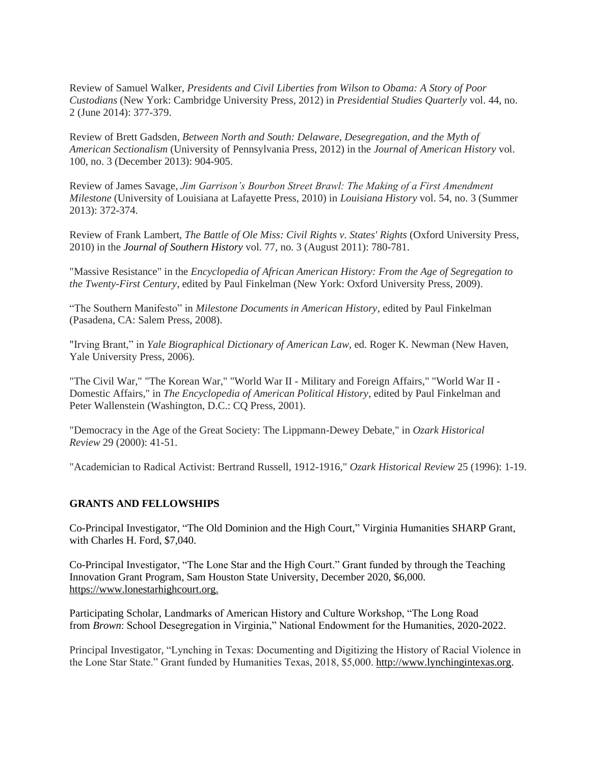Review of Samuel Walker, *Presidents and Civil Liberties from Wilson to Obama: A Story of Poor Custodians* (New York: Cambridge University Press, 2012) in *Presidential Studies Quarterly* vol. 44, no. 2 (June 2014): 377-379.

Review of Brett Gadsden, *Between North and South: Delaware, Desegregation, and the Myth of American Sectionalism* (University of Pennsylvania Press, 2012) in the *Journal of American History* vol. 100, no. 3 (December 2013): 904-905.

Review of James Savage, *Jim Garrison's Bourbon Street Brawl: The Making of a First Amendment Milestone* (University of Louisiana at Lafayette Press, 2010) in *Louisiana History* vol. 54, no. 3 (Summer 2013): 372-374.

Review of Frank Lambert, *The Battle of Ole Miss: Civil Rights v. States' Rights* (Oxford University Press, 2010) in the *Journal of Southern History* vol. 77, no. 3 (August 2011): 780-781.

"Massive Resistance" in the *Encyclopedia of African American History: From the Age of Segregation to the Twenty-First Century*, edited by Paul Finkelman (New York: Oxford University Press, 2009).

"The Southern Manifesto" in *Milestone Documents in American History*, edited by Paul Finkelman (Pasadena, CA: Salem Press, 2008).

"Irving Brant," in *Yale Biographical Dictionary of American Law*, ed. Roger K. Newman (New Haven, Yale University Press, 2006).

"The Civil War," "The Korean War," "World War II - Military and Foreign Affairs," "World War II - Domestic Affairs," in *The Encyclopedia of American Political History*, edited by Paul Finkelman and Peter Wallenstein (Washington, D.C.: CQ Press, 2001).

"Democracy in the Age of the Great Society: The Lippmann-Dewey Debate," in *Ozark Historical Review* 29 (2000): 41-51.

"Academician to Radical Activist: Bertrand Russell, 1912-1916," *Ozark Historical Review* 25 (1996): 1-19.

## GRANTS AND FELLOWSHIPS

Co-Principal Investigator, "The Old Dominion and the High Court," Virginia Humanities SHARP Grant, with Charles H. Ford, $7,040.

Co-Principal Investigator, "The Lone Star and the High Court." Grant funded by through the Teaching Innovation Grant Program, Sam Houston State University, December 2020, $6,000. https://www.lonestarhighcourt.org.

Participating Scholar, Landmarks of American History and Culture Workshop, "The Long Road from *Brown*: School Desegregation in Virginia," National Endowment for the Humanities, 2020-2022.

Principal Investigator, "Lynching in Texas: Documenting and Digitizing the History of Racial Violence in the Lone Star State." Grant funded by Humanities Texas, 2018, $5,000. http://www.lynchingintexas.org.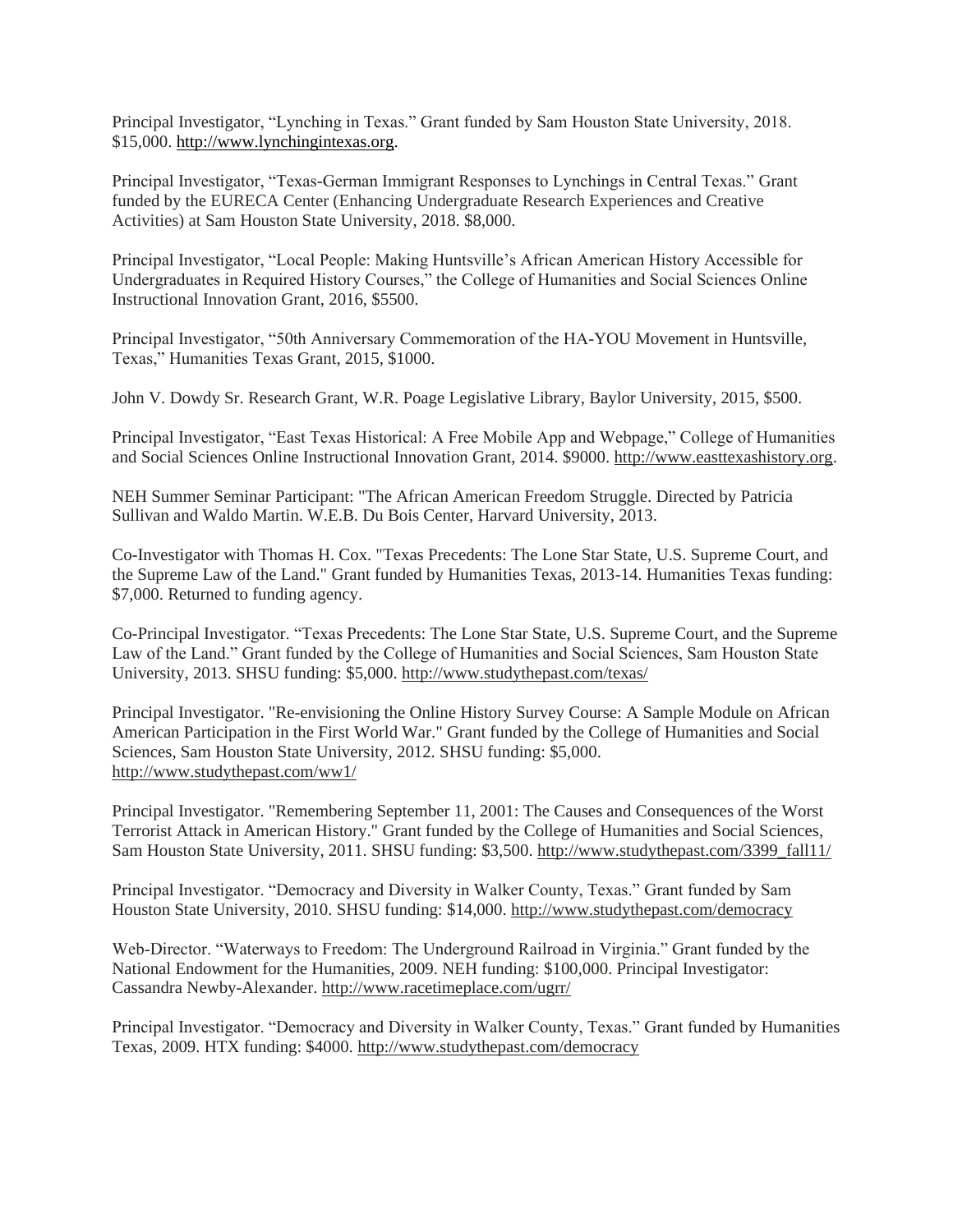Principal Investigator, "Lynching in Texas." Grant funded by Sam Houston State University, 2018. $15,000. http://www.lynchingintexas.org.

Principal Investigator, "Texas-German Immigrant Responses to Lynchings in Central Texas." Grant funded by the EURECA Center (Enhancing Undergraduate Research Experiences and Creative Activities) at Sam Houston State University, 2018. $8,000.

Principal Investigator, "Local People: Making Huntsville's African American History Accessible for Undergraduates in Required History Courses," the College of Humanities and Social Sciences Online Instructional Innovation Grant, 2016, $5500.

Principal Investigator, "50th Anniversary Commemoration of the HA-YOU Movement in Huntsville, Texas," Humanities Texas Grant, 2015, $1000.

John V. Dowdy Sr. Research Grant, W.R. Poage Legislative Library, Baylor University, 2015, $500.

Principal Investigator, "East Texas Historical: A Free Mobile App and Webpage," College of Humanities and Social Sciences Online Instructional Innovation Grant, 2014. $9000. http://www.easttexashistory.org.

NEH Summer Seminar Participant: "The African American Freedom Struggle. Directed by Patricia Sullivan and Waldo Martin. W.E.B. Du Bois Center, Harvard University, 2013.

Co-Investigator with Thomas H. Cox. "Texas Precedents: The Lone Star State, U.S. Supreme Court, and the Supreme Law of the Land." Grant funded by Humanities Texas, 2013-14. Humanities Texas funding: $7,000. Returned to funding agency.

Co-Principal Investigator. "Texas Precedents: The Lone Star State, U.S. Supreme Court, and the Supreme Law of the Land." Grant funded by the College of Humanities and Social Sciences, Sam Houston State University, 2013. SHSU funding: $5,000. http://www.studythepast.com/texas/

Principal Investigator. "Re-envisioning the Online History Survey Course: A Sample Module on African American Participation in the First World War." Grant funded by the College of Humanities and Social Sciences, Sam Houston State University, 2012. SHSU funding: $5,000. http://www.studythepast.com/ww1/

Principal Investigator. "Remembering September 11, 2001: The Causes and Consequences of the Worst Terrorist Attack in American History." Grant funded by the College of Humanities and Social Sciences, Sam Houston State University, 2011. SHSU funding: $3,500. http://www.studythepast.com/3399_fall11/

Principal Investigator. "Democracy and Diversity in Walker County, Texas." Grant funded by Sam Houston State University, 2010. SHSU funding: $14,000. http://www.studythepast.com/democracy

Web-Director. "Waterways to Freedom: The Underground Railroad in Virginia." Grant funded by the National Endowment for the Humanities, 2009. NEH funding: $100,000. Principal Investigator: Cassandra Newby-Alexander. http://www.racetimeplace.com/ugrr/

Principal Investigator. "Democracy and Diversity in Walker County, Texas." Grant funded by Humanities Texas, 2009. HTX funding: $4000. http://www.studythepast.com/democracy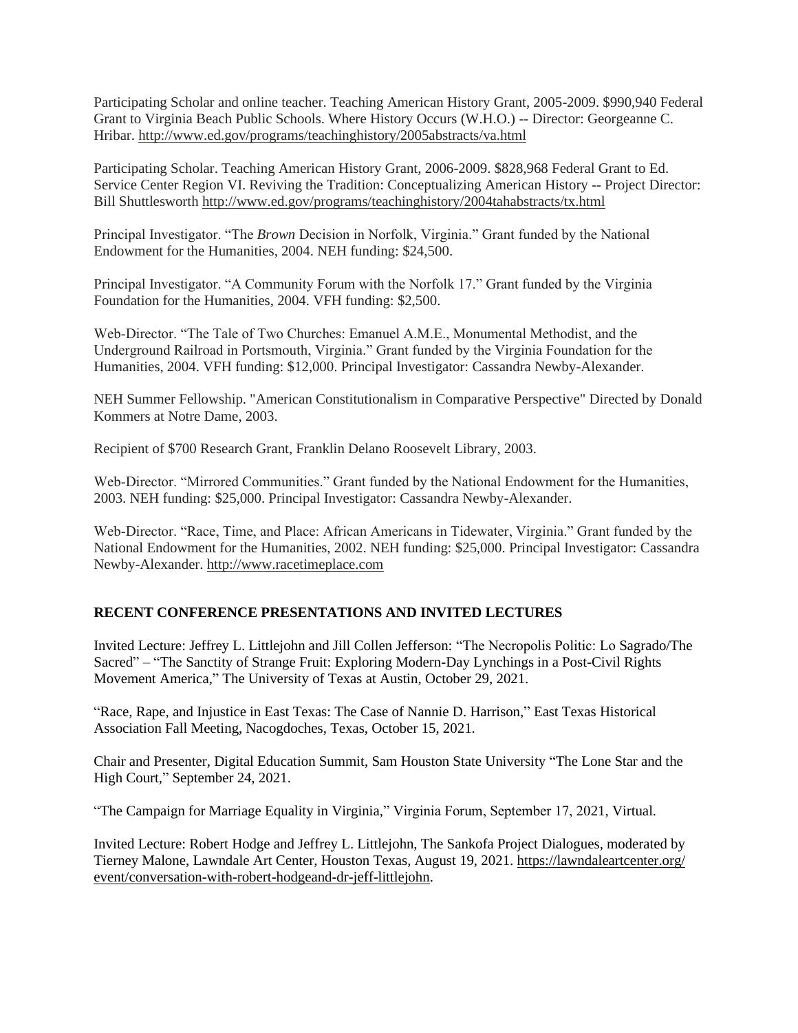Participating Scholar and online teacher. Teaching American History Grant, 2005-2009. $990,940 Federal Grant to Virginia Beach Public Schools. Where History Occurs (W.H.O.) -- Director: Georgeanne C. Hribar. http://www.ed.gov/programs/teachinghistory/2005abstracts/va.html

Participating Scholar. Teaching American History Grant, 2006-2009. $828,968 Federal Grant to Ed. Service Center Region VI. Reviving the Tradition: Conceptualizing American History -- Project Director: Bill Shuttlesworth http://www.ed.gov/programs/teachinghistory/2004tahabstracts/tx.html

Principal Investigator. "The *Brown* Decision in Norfolk, Virginia." Grant funded by the National Endowment for the Humanities, 2004. NEH funding: $24,500.

Principal Investigator. "A Community Forum with the Norfolk 17." Grant funded by the Virginia Foundation for the Humanities, 2004. VFH funding: $2,500.

Web-Director. "The Tale of Two Churches: Emanuel A.M.E., Monumental Methodist, and the Underground Railroad in Portsmouth, Virginia." Grant funded by the Virginia Foundation for the Humanities, 2004. VFH funding: $12,000. Principal Investigator: Cassandra Newby-Alexander.

NEH Summer Fellowship. "American Constitutionalism in Comparative Perspective" Directed by Donald Kommers at Notre Dame, 2003.

Recipient of $700 Research Grant, Franklin Delano Roosevelt Library, 2003.

Web-Director. "Mirrored Communities." Grant funded by the National Endowment for the Humanities, 2003. NEH funding: $25,000. Principal Investigator: Cassandra Newby-Alexander.

Web-Director. "Race, Time, and Place: African Americans in Tidewater, Virginia." Grant funded by the National Endowment for the Humanities, 2002. NEH funding: $25,000. Principal Investigator: Cassandra Newby-Alexander. http://www.racetimeplace.com

## RECENT CONFERENCE PRESENTATIONS AND INVITED LECTURES

Invited Lecture: Jeffrey L. Littlejohn and Jill Collen Jefferson: "The Necropolis Politic: Lo Sagrado/The Sacred" – "The Sanctity of Strange Fruit: Exploring Modern-Day Lynchings in a Post-Civil Rights Movement America," The University of Texas at Austin, October 29, 2021.

"Race, Rape, and Injustice in East Texas: The Case of Nannie D. Harrison," East Texas Historical Association Fall Meeting, Nacogdoches, Texas, October 15, 2021.

Chair and Presenter, Digital Education Summit, Sam Houston State University "The Lone Star and the High Court," September 24, 2021.

"The Campaign for Marriage Equality in Virginia," Virginia Forum, September 17, 2021, Virtual.

Invited Lecture: Robert Hodge and Jeffrey L. Littlejohn, The Sankofa Project Dialogues, moderated by Tierney Malone, Lawndale Art Center, Houston Texas, August 19, 2021. https://lawndaleartcenter.org/event/conversation-with-robert-hodgeand-dr-jeff-littlejohn.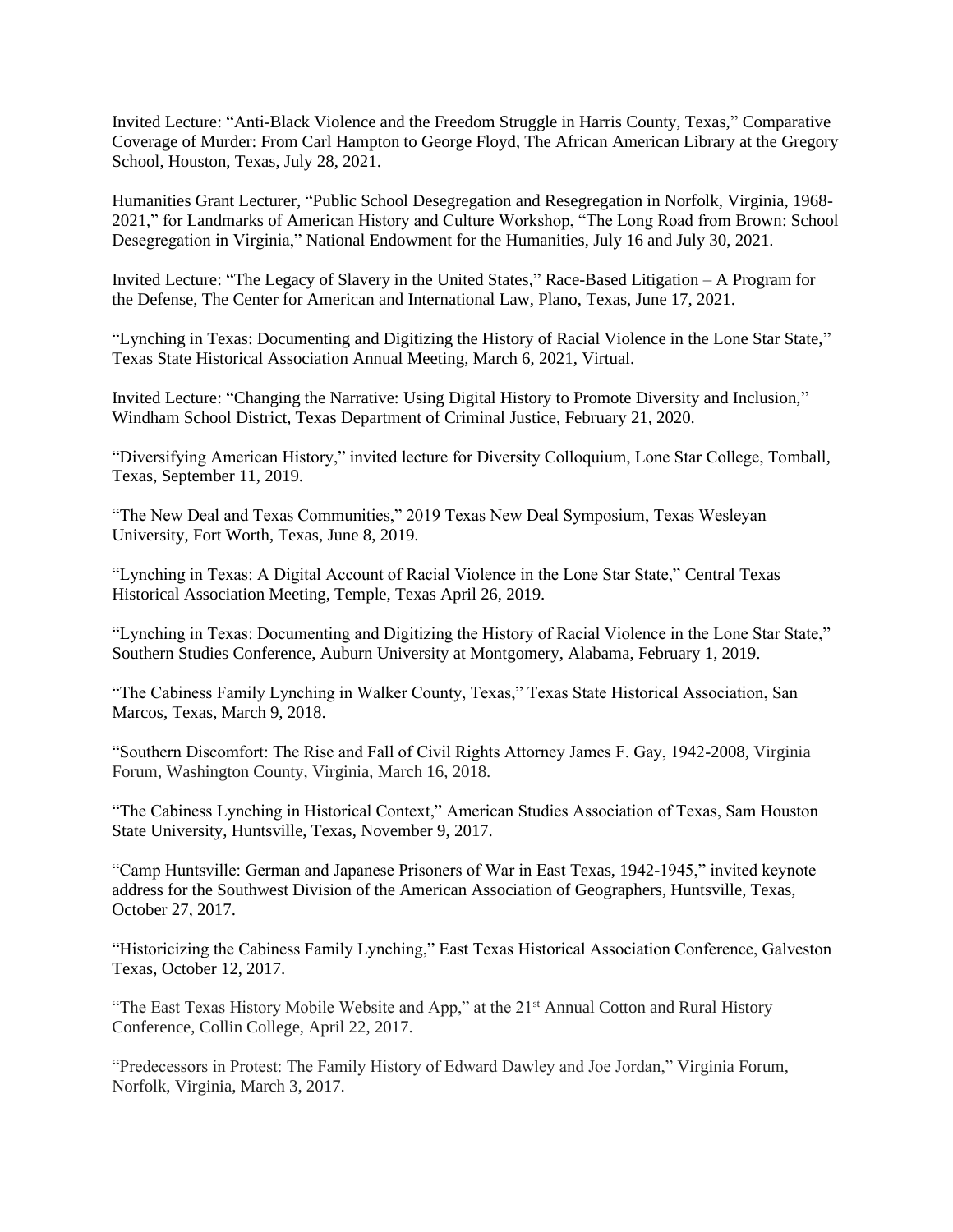Invited Lecture: "Anti-Black Violence and the Freedom Struggle in Harris County, Texas," Comparative Coverage of Murder: From Carl Hampton to George Floyd, The African American Library at the Gregory School, Houston, Texas, July 28, 2021.

Humanities Grant Lecturer, "Public School Desegregation and Resegregation in Norfolk, Virginia, 1968-2021," for Landmarks of American History and Culture Workshop, "The Long Road from Brown: School Desegregation in Virginia," National Endowment for the Humanities, July 16 and July 30, 2021.

Invited Lecture: "The Legacy of Slavery in the United States," Race-Based Litigation – A Program for the Defense, The Center for American and International Law, Plano, Texas, June 17, 2021.

"Lynching in Texas: Documenting and Digitizing the History of Racial Violence in the Lone Star State," Texas State Historical Association Annual Meeting, March 6, 2021, Virtual.

Invited Lecture: "Changing the Narrative: Using Digital History to Promote Diversity and Inclusion," Windham School District, Texas Department of Criminal Justice, February 21, 2020.

"Diversifying American History," invited lecture for Diversity Colloquium, Lone Star College, Tomball, Texas, September 11, 2019.

"The New Deal and Texas Communities," 2019 Texas New Deal Symposium, Texas Wesleyan University, Fort Worth, Texas, June 8, 2019.

"Lynching in Texas: A Digital Account of Racial Violence in the Lone Star State," Central Texas Historical Association Meeting, Temple, Texas April 26, 2019.

"Lynching in Texas: Documenting and Digitizing the History of Racial Violence in the Lone Star State," Southern Studies Conference, Auburn University at Montgomery, Alabama, February 1, 2019.

"The Cabiness Family Lynching in Walker County, Texas," Texas State Historical Association, San Marcos, Texas, March 9, 2018.

"Southern Discomfort: The Rise and Fall of Civil Rights Attorney James F. Gay, 1942-2008, Virginia Forum, Washington County, Virginia, March 16, 2018.

"The Cabiness Lynching in Historical Context," American Studies Association of Texas, Sam Houston State University, Huntsville, Texas, November 9, 2017.

"Camp Huntsville: German and Japanese Prisoners of War in East Texas, 1942-1945," invited keynote address for the Southwest Division of the American Association of Geographers, Huntsville, Texas, October 27, 2017.

"Historicizing the Cabiness Family Lynching," East Texas Historical Association Conference, Galveston Texas, October 12, 2017.

"The East Texas History Mobile Website and App," at the 21st Annual Cotton and Rural History Conference, Collin College, April 22, 2017.

"Predecessors in Protest: The Family History of Edward Dawley and Joe Jordan," Virginia Forum, Norfolk, Virginia, March 3, 2017.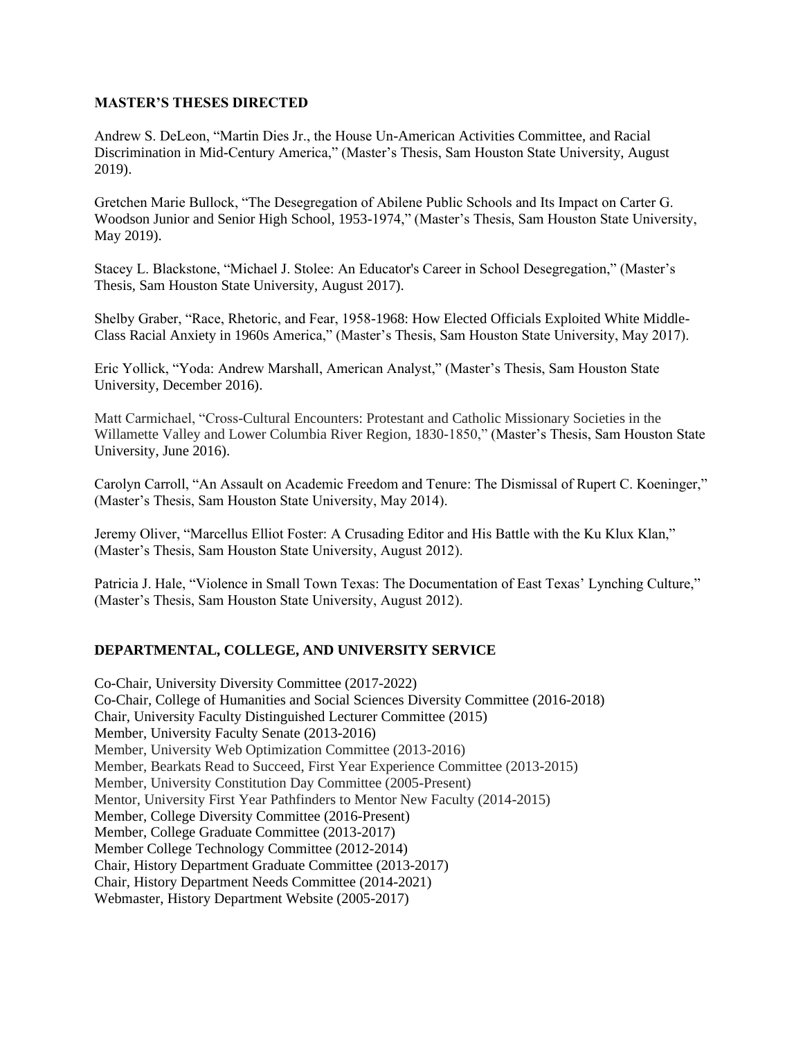## MASTER'S THESES DIRECTED

Andrew S. DeLeon, "Martin Dies Jr., the House Un-American Activities Committee, and Racial Discrimination in Mid-Century America," (Master's Thesis, Sam Houston State University, August 2019).

Gretchen Marie Bullock, "The Desegregation of Abilene Public Schools and Its Impact on Carter G. Woodson Junior and Senior High School, 1953-1974," (Master's Thesis, Sam Houston State University, May 2019).

Stacey L. Blackstone, "Michael J. Stolee: An Educator's Career in School Desegregation," (Master's Thesis, Sam Houston State University, August 2017).

Shelby Graber, "Race, Rhetoric, and Fear, 1958-1968: How Elected Officials Exploited White Middle-Class Racial Anxiety in 1960s America," (Master's Thesis, Sam Houston State University, May 2017).

Eric Yollick, "Yoda: Andrew Marshall, American Analyst," (Master's Thesis, Sam Houston State University, December 2016).

Matt Carmichael, "Cross-Cultural Encounters: Protestant and Catholic Missionary Societies in the Willamette Valley and Lower Columbia River Region, 1830-1850," (Master's Thesis, Sam Houston State University, June 2016).

Carolyn Carroll, "An Assault on Academic Freedom and Tenure: The Dismissal of Rupert C. Koeninger," (Master's Thesis, Sam Houston State University, May 2014).

Jeremy Oliver, "Marcellus Elliot Foster: A Crusading Editor and His Battle with the Ku Klux Klan," (Master's Thesis, Sam Houston State University, August 2012).

Patricia J. Hale, "Violence in Small Town Texas: The Documentation of East Texas' Lynching Culture," (Master's Thesis, Sam Houston State University, August 2012).

## DEPARTMENTAL, COLLEGE, AND UNIVERSITY SERVICE

Co-Chair, University Diversity Committee (2017-2022)
Co-Chair, College of Humanities and Social Sciences Diversity Committee (2016-2018)
Chair, University Faculty Distinguished Lecturer Committee (2015)
Member, University Faculty Senate (2013-2016)
Member, University Web Optimization Committee (2013-2016)
Member, Bearkats Read to Succeed, First Year Experience Committee (2013-2015)
Member, University Constitution Day Committee (2005-Present)
Mentor, University First Year Pathfinders to Mentor New Faculty (2014-2015)
Member, College Diversity Committee (2016-Present)
Member, College Graduate Committee (2013-2017)
Member College Technology Committee (2012-2014)
Chair, History Department Graduate Committee (2013-2017)
Chair, History Department Needs Committee (2014-2021)
Webmaster, History Department Website (2005-2017)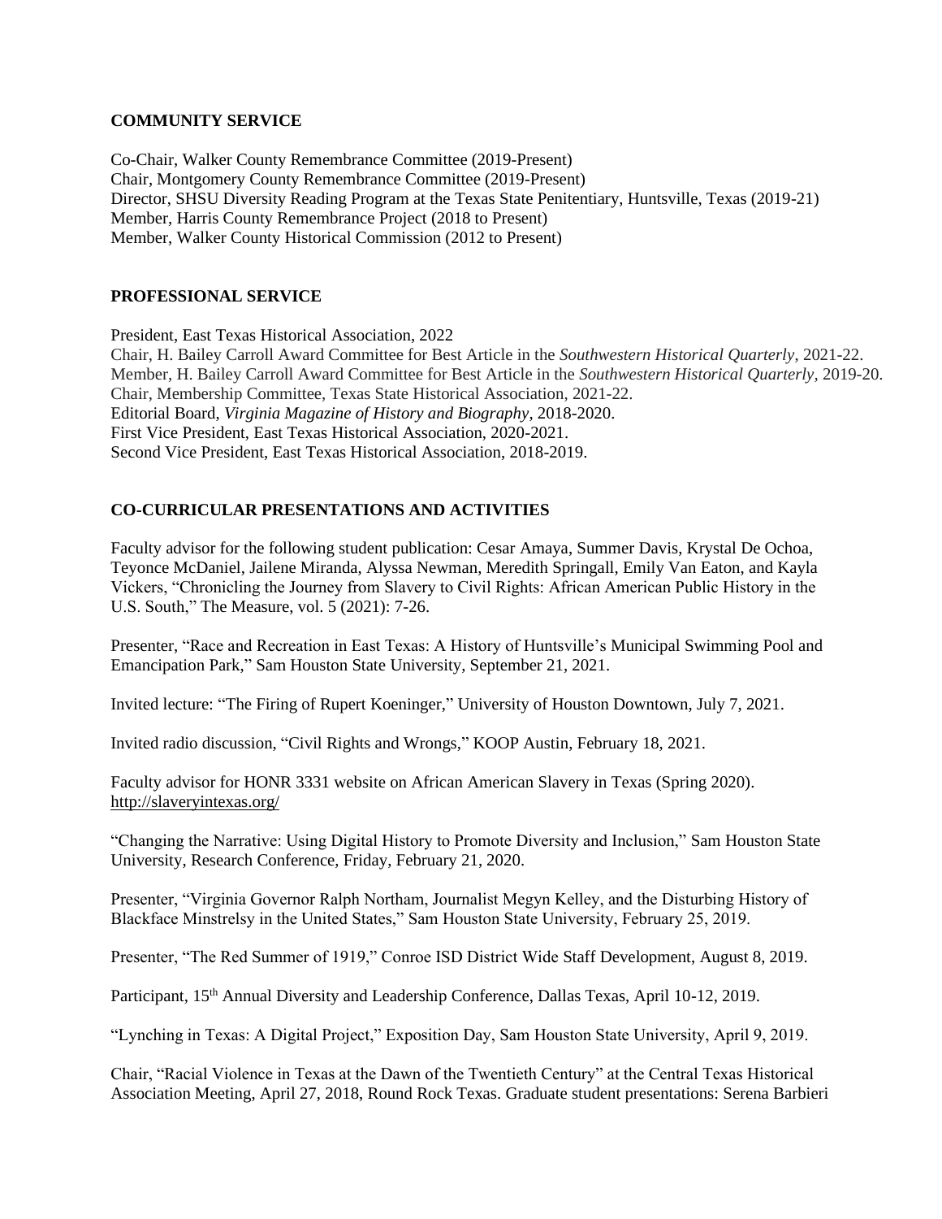## COMMUNITY SERVICE

Co-Chair, Walker County Remembrance Committee (2019-Present)
Chair, Montgomery County Remembrance Committee (2019-Present)
Director, SHSU Diversity Reading Program at the Texas State Penitentiary, Huntsville, Texas (2019-21)
Member, Harris County Remembrance Project (2018 to Present)
Member, Walker County Historical Commission (2012 to Present)

## PROFESSIONAL SERVICE

President, East Texas Historical Association, 2022
Chair, H. Bailey Carroll Award Committee for Best Article in the *Southwestern Historical Quarterly*, 2021-22.
Member, H. Bailey Carroll Award Committee for Best Article in the *Southwestern Historical Quarterly*, 2019-20.
Chair, Membership Committee, Texas State Historical Association, 2021-22.
Editorial Board, *Virginia Magazine of History and Biography*, 2018-2020.
First Vice President, East Texas Historical Association, 2020-2021.
Second Vice President, East Texas Historical Association, 2018-2019.

## CO-CURRICULAR PRESENTATIONS AND ACTIVITIES

Faculty advisor for the following student publication: Cesar Amaya, Summer Davis, Krystal De Ochoa, Teyonce McDaniel, Jailene Miranda, Alyssa Newman, Meredith Springall, Emily Van Eaton, and Kayla Vickers, "Chronicling the Journey from Slavery to Civil Rights: African American Public History in the U.S. South," The Measure, vol. 5 (2021): 7-26.

Presenter, "Race and Recreation in East Texas: A History of Huntsville's Municipal Swimming Pool and Emancipation Park," Sam Houston State University, September 21, 2021.

Invited lecture: "The Firing of Rupert Koeninger," University of Houston Downtown, July 7, 2021.

Invited radio discussion, "Civil Rights and Wrongs," KOOP Austin, February 18, 2021.

Faculty advisor for HONR 3331 website on African American Slavery in Texas (Spring 2020). http://slaveryintexas.org/

"Changing the Narrative: Using Digital History to Promote Diversity and Inclusion," Sam Houston State University, Research Conference, Friday, February 21, 2020.

Presenter, "Virginia Governor Ralph Northam, Journalist Megyn Kelley, and the Disturbing History of Blackface Minstrelsy in the United States," Sam Houston State University, February 25, 2019.

Presenter, "The Red Summer of 1919," Conroe ISD District Wide Staff Development, August 8, 2019.

Participant, 15th Annual Diversity and Leadership Conference, Dallas Texas, April 10-12, 2019.

"Lynching in Texas: A Digital Project," Exposition Day, Sam Houston State University, April 9, 2019.

Chair, "Racial Violence in Texas at the Dawn of the Twentieth Century" at the Central Texas Historical Association Meeting, April 27, 2018, Round Rock Texas. Graduate student presentations: Serena Barbieri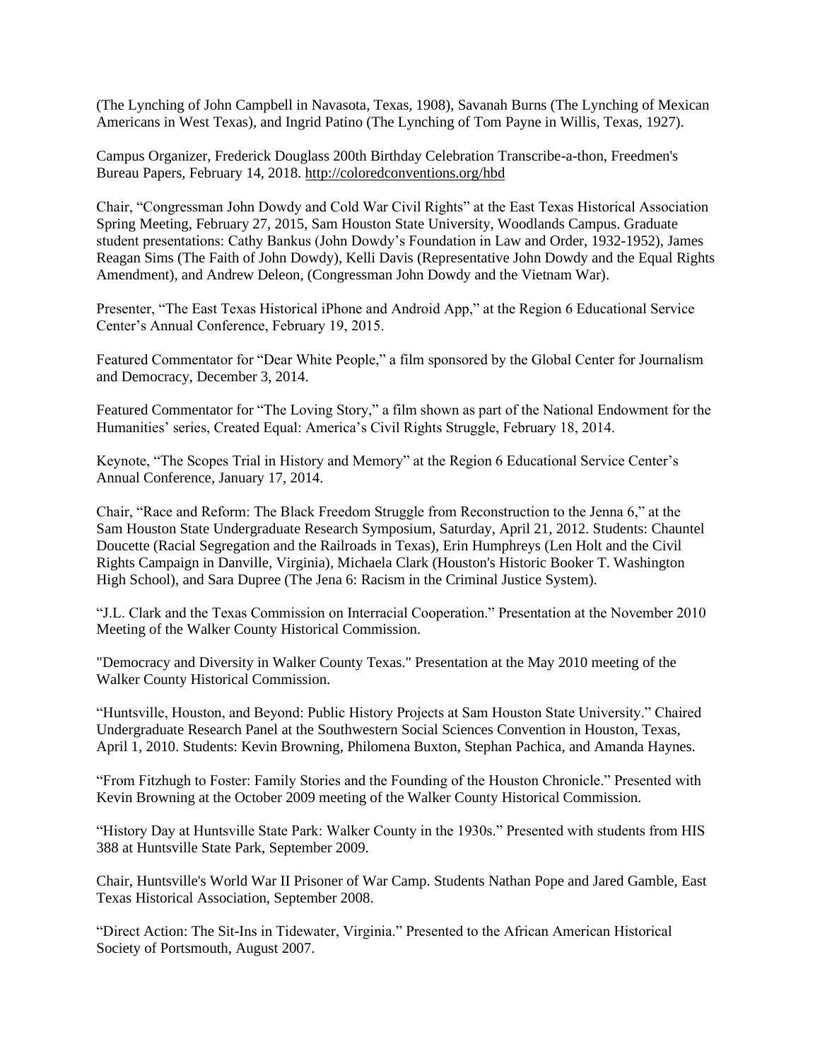(The Lynching of John Campbell in Navasota, Texas, 1908), Savanah Burns (The Lynching of Mexican Americans in West Texas), and Ingrid Patino (The Lynching of Tom Payne in Willis, Texas, 1927).

Campus Organizer, Frederick Douglass 200th Birthday Celebration Transcribe-a-thon, Freedmen's Bureau Papers, February 14, 2018. http://coloredconventions.org/hbd

Chair, "Congressman John Dowdy and Cold War Civil Rights" at the East Texas Historical Association Spring Meeting, February 27, 2015, Sam Houston State University, Woodlands Campus. Graduate student presentations: Cathy Bankus (John Dowdy's Foundation in Law and Order, 1932-1952), James Reagan Sims (The Faith of John Dowdy), Kelli Davis (Representative John Dowdy and the Equal Rights Amendment), and Andrew Deleon, (Congressman John Dowdy and the Vietnam War).

Presenter, "The East Texas Historical iPhone and Android App," at the Region 6 Educational Service Center's Annual Conference, February 19, 2015.

Featured Commentator for "Dear White People," a film sponsored by the Global Center for Journalism and Democracy, December 3, 2014.

Featured Commentator for "The Loving Story," a film shown as part of the National Endowment for the Humanities' series, Created Equal: America's Civil Rights Struggle, February 18, 2014.

Keynote, "The Scopes Trial in History and Memory" at the Region 6 Educational Service Center's Annual Conference, January 17, 2014.

Chair, "Race and Reform: The Black Freedom Struggle from Reconstruction to the Jenna 6," at the Sam Houston State Undergraduate Research Symposium, Saturday, April 21, 2012. Students: Chauntel Doucette (Racial Segregation and the Railroads in Texas), Erin Humphreys (Len Holt and the Civil Rights Campaign in Danville, Virginia), Michaela Clark (Houston's Historic Booker T. Washington High School), and Sara Dupree (The Jena 6: Racism in the Criminal Justice System).

"J.L. Clark and the Texas Commission on Interracial Cooperation." Presentation at the November 2010 Meeting of the Walker County Historical Commission.

"Democracy and Diversity in Walker County Texas." Presentation at the May 2010 meeting of the Walker County Historical Commission.

"Huntsville, Houston, and Beyond: Public History Projects at Sam Houston State University." Chaired Undergraduate Research Panel at the Southwestern Social Sciences Convention in Houston, Texas, April 1, 2010. Students: Kevin Browning, Philomena Buxton, Stephan Pachica, and Amanda Haynes.

"From Fitzhugh to Foster: Family Stories and the Founding of the Houston Chronicle." Presented with Kevin Browning at the October 2009 meeting of the Walker County Historical Commission.

"History Day at Huntsville State Park: Walker County in the 1930s." Presented with students from HIS 388 at Huntsville State Park, September 2009.

Chair, Huntsville's World War II Prisoner of War Camp. Students Nathan Pope and Jared Gamble, East Texas Historical Association, September 2008.

"Direct Action: The Sit-Ins in Tidewater, Virginia." Presented to the African American Historical Society of Portsmouth, August 2007.